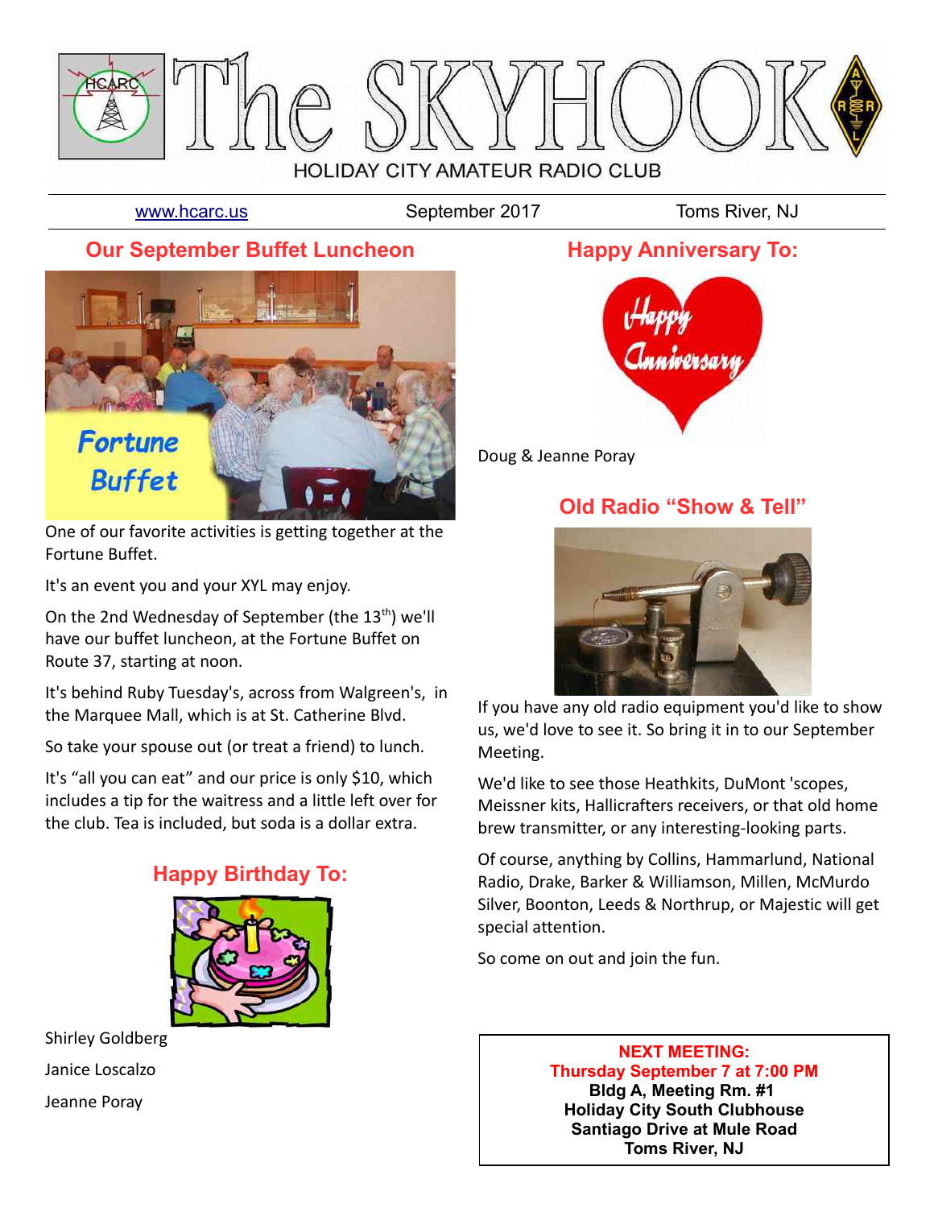# The SKYHOOK

HOLIDAY CITY AMATEUR RADIO CLUB

www.hcarc.us September 2017 Toms River, NJ

## Our September Buffet Luncheon

Fortune Buffet

One of our favorite activities is getting together at the Fortune Buffet.

It's an event you and your XYL may enjoy.

On the 2nd Wednesday of September (the 13th) we'll have our buffet luncheon, at the Fortune Buffet on Route 37, starting at noon.

It's behind Ruby Tuesday's, across from Walgreen's, in the Marquee Mall, which is at St. Catherine Blvd.

So take your spouse out (or treat a friend) to lunch.

It's “all you can eat” and our price is only $10, which includes a tip for the waitress and a little left over for the club. Tea is included, but soda is a dollar extra.

## Happy Birthday To:

Shirley Goldberg

Janice Loscalzo

Jeanne Poray

## Happy Anniversary To:

Doug & Jeanne Poray

## Old Radio “Show & Tell”

If you have any old radio equipment you'd like to show us, we'd love to see it. So bring it in to our September Meeting.

We'd like to see those Heathkits, DuMont 'scopes, Meissner kits, Hallicrafters receivers, or that old home brew transmitter, or any interesting-looking parts.

Of course, anything by Collins, Hammarlund, National Radio, Drake, Barker & Williamson, Millen, McMurdo Silver, Boonton, Leeds & Northrup, or Majestic will get special attention.

So come on out and join the fun.

**NEXT MEETING:**
**Thursday September 7 at 7:00 PM**
**Bldg A, Meeting Rm. #1**
**Holiday City South Clubhouse**
**Santiago Drive at Mule Road**
**Toms River, NJ**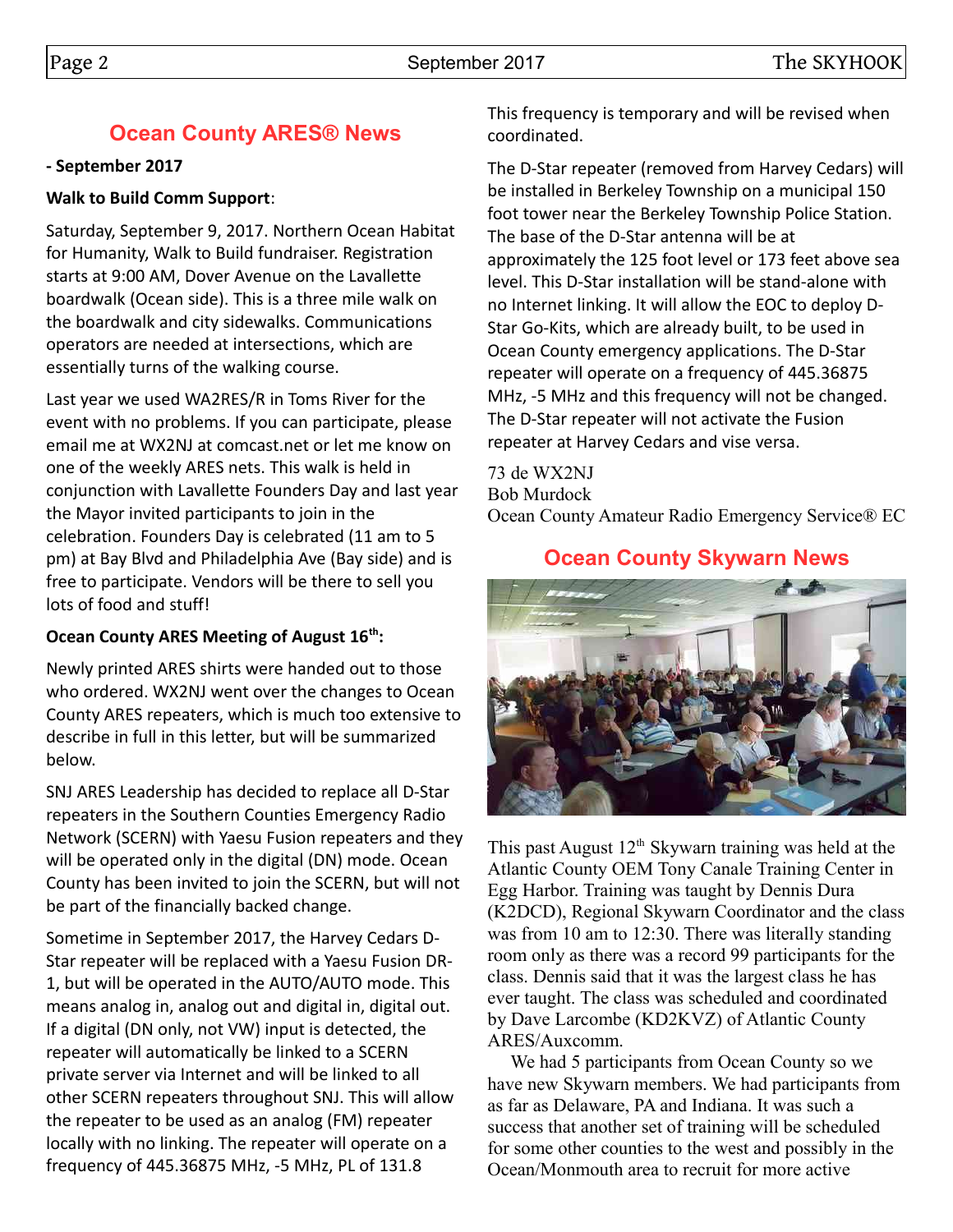## Ocean County ARES® News

**- September 2017**

**Walk to Build Comm Support**:

Saturday, September 9, 2017. Northern Ocean Habitat for Humanity, Walk to Build fundraiser. Registration starts at 9:00 AM, Dover Avenue on the Lavallette boardwalk (Ocean side). This is a three mile walk on the boardwalk and city sidewalks. Communications operators are needed at intersections, which are essentially turns of the walking course.

Last year we used WA2RES/R in Toms River for the event with no problems. If you can participate, please email me at WX2NJ at comcast.net or let me know on one of the weekly ARES nets. This walk is held in conjunction with Lavallette Founders Day and last year the Mayor invited participants to join in the celebration. Founders Day is celebrated (11 am to 5 pm) at Bay Blvd and Philadelphia Ave (Bay side) and is free to participate. Vendors will be there to sell you lots of food and stuff!

**Ocean County ARES Meeting of August 16th:**

Newly printed ARES shirts were handed out to those who ordered. WX2NJ went over the changes to Ocean County ARES repeaters, which is much too extensive to describe in full in this letter, but will be summarized below.

SNJ ARES Leadership has decided to replace all D-Star repeaters in the Southern Counties Emergency Radio Network (SCERN) with Yaesu Fusion repeaters and they will be operated only in the digital (DN) mode. Ocean County has been invited to join the SCERN, but will not be part of the financially backed change.

Sometime in September 2017, the Harvey Cedars D-Star repeater will be replaced with a Yaesu Fusion DR-1, but will be operated in the AUTO/AUTO mode. This means analog in, analog out and digital in, digital out. If a digital (DN only, not VW) input is detected, the repeater will automatically be linked to a SCERN private server via Internet and will be linked to all other SCERN repeaters throughout SNJ. This will allow the repeater to be used as an analog (FM) repeater locally with no linking. The repeater will operate on a frequency of 445.36875 MHz, -5 MHz, PL of 131.8 This frequency is temporary and will be revised when coordinated.

The D-Star repeater (removed from Harvey Cedars) will be installed in Berkeley Township on a municipal 150 foot tower near the Berkeley Township Police Station. The base of the D-Star antenna will be at approximately the 125 foot level or 173 feet above sea level. This D-Star installation will be stand-alone with no Internet linking. It will allow the EOC to deploy D-Star Go-Kits, which are already built, to be used in Ocean County emergency applications. The D-Star repeater will operate on a frequency of 445.36875 MHz, -5 MHz and this frequency will not be changed. The D-Star repeater will not activate the Fusion repeater at Harvey Cedars and vise versa.

73 de WX2NJ
Bob Murdock
Ocean County Amateur Radio Emergency Service® EC

## Ocean County Skywarn News

This past August 12th Skywarn training was held at the Atlantic County OEM Tony Canale Training Center in Egg Harbor. Training was taught by Dennis Dura (K2DCD), Regional Skywarn Coordinator and the class was from 10 am to 12:30. There was literally standing room only as there was a record 99 participants for the class. Dennis said that it was the largest class he has ever taught. The class was scheduled and coordinated by Dave Larcombe (KD2KVZ) of Atlantic County ARES/Auxcomm.

We had 5 participants from Ocean County so we have new Skywarn members. We had participants from as far as Delaware, PA and Indiana. It was such a success that another set of training will be scheduled for some other counties to the west and possibly in the Ocean/Monmouth area to recruit for more active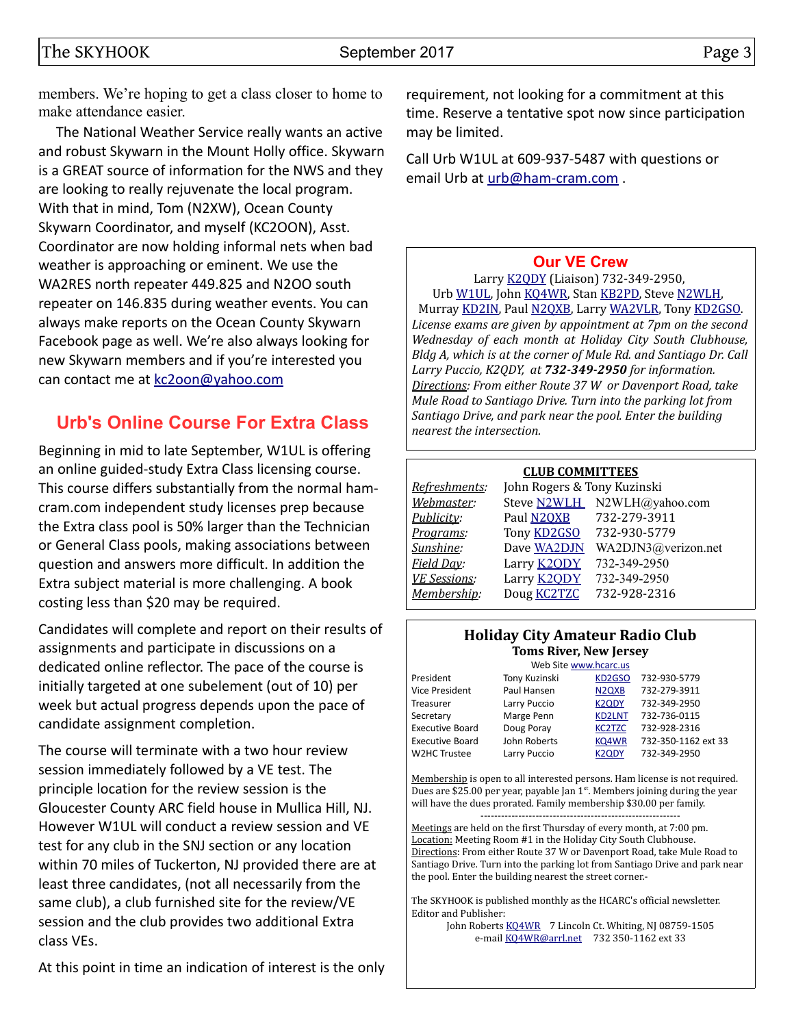members. We're hoping to get a class closer to home to make attendance easier.

The National Weather Service really wants an active and robust Skywarn in the Mount Holly office. Skywarn is a GREAT source of information for the NWS and they are looking to really rejuvenate the local program. With that in mind, Tom (N2XW), Ocean County Skywarn Coordinator, and myself (KC2OON), Asst. Coordinator are now holding informal nets when bad weather is approaching or eminent. We use the WA2RES north repeater 449.825 and N2OO south repeater on 146.835 during weather events. You can always make reports on the Ocean County Skywarn Facebook page as well. We're also always looking for new Skywarn members and if you're interested you can contact me at kc2oon@yahoo.com

## Urb's Online Course For Extra Class

Beginning in mid to late September, W1UL is offering an online guided-study Extra Class licensing course. This course differs substantially from the normal ham-cram.com independent study licenses prep because the Extra class pool is 50% larger than the Technician or General Class pools, making associations between question and answers more difficult. In addition the Extra subject material is more challenging. A book costing less than $20 may be required.

Candidates will complete and report on their results of assignments and participate in discussions on a dedicated online reflector. The pace of the course is initially targeted at one subelement (out of 10) per week but actual progress depends upon the pace of candidate assignment completion.

The course will terminate with a two hour review session immediately followed by a VE test. The principle location for the review session is the Gloucester County ARC field house in Mullica Hill, NJ. However W1UL will conduct a review session and VE test for any club in the SNJ section or any location within 70 miles of Tuckerton, NJ provided there are at least three candidates, (not all necessarily from the same club), a club furnished site for the review/VE session and the club provides two additional Extra class VEs.

At this point in time an indication of interest is the only requirement, not looking for a commitment at this time. Reserve a tentative spot now since participation may be limited.

Call Urb W1UL at 609-937-5487 with questions or email Urb at urb@ham-cram.com .

## Our VE Crew

Larry K2QDY (Liaison) 732-349-2950,
Urb W1UL, John KQ4WR, Stan KB2PD, Steve N2WLH, Murray KD2IN, Paul N2QXB, Larry WA2VLR, Tony KD2GSO.

*License exams are given by appointment at 7pm on the second Wednesday of each month at Holiday City South Clubhouse, Bldg A, which is at the corner of Mule Rd. and Santiago Dr. Call Larry Puccio, K2QDY, at **732-349-2950** for information.*
*Directions: From either Route 37 W or Davenport Road, take Mule Road to Santiago Drive. Turn into the parking lot from Santiago Drive, and park near the pool. Enter the building nearest the intersection.*

### CLUB COMMITTEES

| | | |
|---|---|---|
| *Refreshments:* | John Rogers & Tony Kuzinski | |
| *Webmaster:* | Steve N2WLH | N2WLH@yahoo.com |
| *Publicity:* | Paul N2QXB | 732-279-3911 |
| *Programs:* | Tony KD2GSO | 732-930-5779 |
| *Sunshine:* | Dave WA2DJN | WA2DJN3@verizon.net |
| *Field Day:* | Larry K2QDY | 732-349-2950 |
| *VE Sessions:* | Larry K2QDY | 732-349-2950 |
| *Membership:* | Doug KC2TZC | 732-928-2316 |

## Holiday City Amateur Radio Club
### Toms River, New Jersey

Web Site www.hcarc.us

| | | | |
|---|---|---|---|
| President | Tony Kuzinski | KD2GSO | 732-930-5779 |
| Vice President | Paul Hansen | N2QXB | 732-279-3911 |
| Treasurer | Larry Puccio | K2QDY | 732-349-2950 |
| Secretary | Marge Penn | KD2LNT | 732-736-0115 |
| Executive Board | Doug Poray | KC2TZC | 732-928-2316 |
| Executive Board | John Roberts | KQ4WR | 732-350-1162 ext 33 |
| W2HC Trustee | Larry Puccio | K2QDY | 732-349-2950 |

Membership is open to all interested persons. Ham license is not required. Dues are $25.00 per year, payable Jan 1st. Members joining during the year will have the dues prorated. Family membership $30.00 per family.

---

Meetings are held on the first Thursday of every month, at 7:00 pm.
Location: Meeting Room #1 in the Holiday City South Clubhouse.
Directions: From either Route 37 W or Davenport Road, take Mule Road to Santiago Drive. Turn into the parking lot from Santiago Drive and park near the pool. Enter the building nearest the street corner.-

The SKYHOOK is published monthly as the HCARC's official newsletter.
Editor and Publisher:
John Roberts KQ4WR 7 Lincoln Ct. Whiting, NJ 08759-1505
e-mail KQ4WR@arrl.net 732 350-1162 ext 33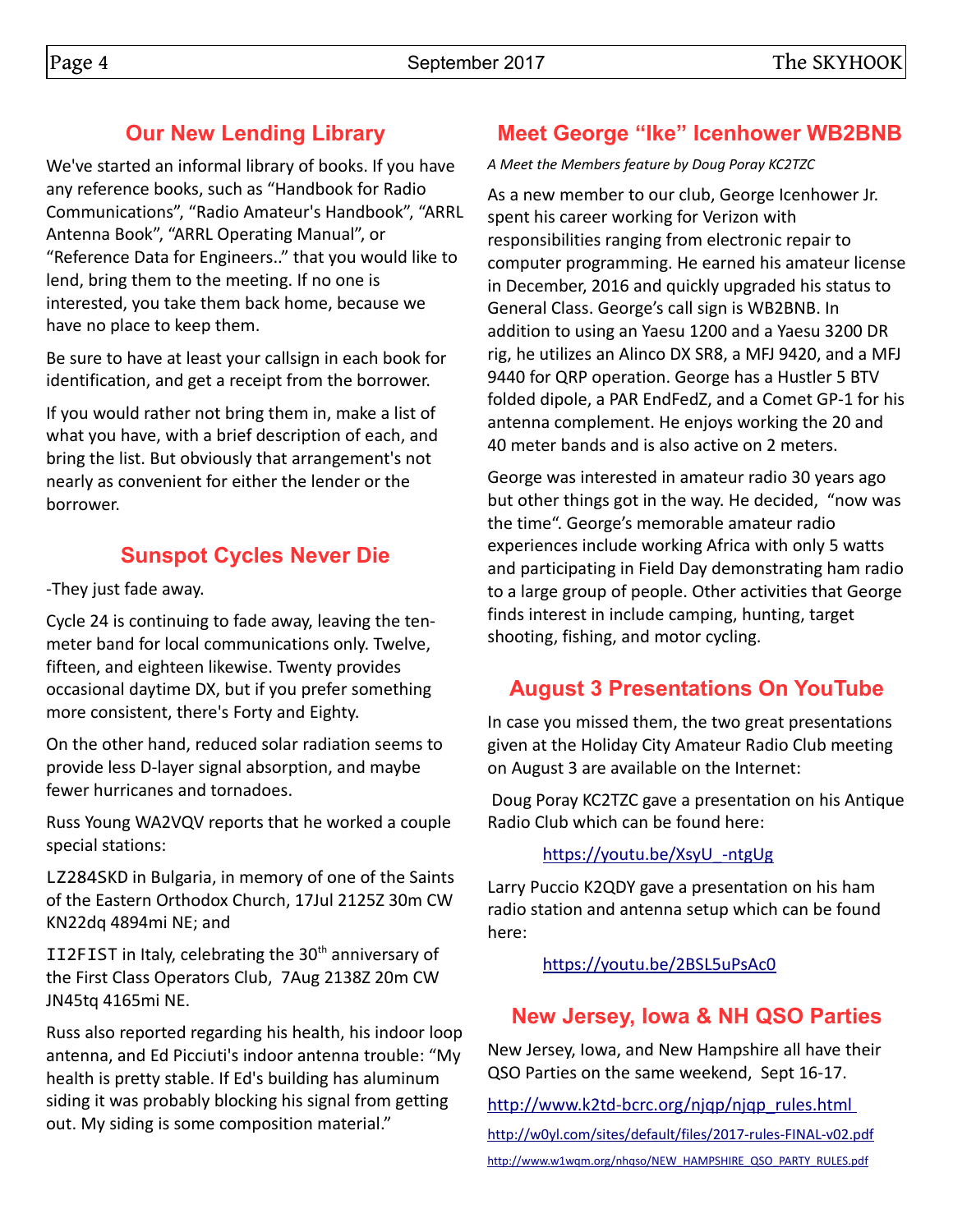## Our New Lending Library

We've started an informal library of books. If you have any reference books, such as “Handbook for Radio Communications”, “Radio Amateur's Handbook”, “ARRL Antenna Book”, “ARRL Operating Manual”, or “Reference Data for Engineers..” that you would like to lend, bring them to the meeting. If no one is interested, you take them back home, because we have no place to keep them.

Be sure to have at least your callsign in each book for identification, and get a receipt from the borrower.

If you would rather not bring them in, make a list of what you have, with a brief description of each, and bring the list. But obviously that arrangement's not nearly as convenient for either the lender or the borrower.

## Sunspot Cycles Never Die

-They just fade away.

Cycle 24 is continuing to fade away, leaving the ten-meter band for local communications only. Twelve, fifteen, and eighteen likewise. Twenty provides occasional daytime DX, but if you prefer something more consistent, there's Forty and Eighty.

On the other hand, reduced solar radiation seems to provide less D-layer signal absorption, and maybe fewer hurricanes and tornadoes.

Russ Young WA2VQV reports that he worked a couple special stations:

LZ284SKD in Bulgaria, in memory of one of the Saints of the Eastern Orthodox Church, 17Jul 2125Z 30m CW KN22dq 4894mi NE; and

II2FIST in Italy, celebrating the 30th anniversary of the First Class Operators Club, 7Aug 2138Z 20m CW JN45tq 4165mi NE.

Russ also reported regarding his health, his indoor loop antenna, and Ed Picciuti's indoor antenna trouble: “My health is pretty stable. If Ed's building has aluminum siding it was probably blocking his signal from getting out. My siding is some composition material.”

## Meet George “Ike” Icenhower WB2BNB

*A Meet the Members feature by Doug Poray KC2TZC*

As a new member to our club, George Icenhower Jr. spent his career working for Verizon with responsibilities ranging from electronic repair to computer programming. He earned his amateur license in December, 2016 and quickly upgraded his status to General Class. George's call sign is WB2BNB. In addition to using an Yaesu 1200 and a Yaesu 3200 DR rig, he utilizes an Alinco DX SR8, a MFJ 9420, and a MFJ 9440 for QRP operation. George has a Hustler 5 BTV folded dipole, a PAR EndFedZ, and a Comet GP-1 for his antenna complement. He enjoys working the 20 and 40 meter bands and is also active on 2 meters.

George was interested in amateur radio 30 years ago but other things got in the way. He decided, “now was the time“. George's memorable amateur radio experiences include working Africa with only 5 watts and participating in Field Day demonstrating ham radio to a large group of people. Other activities that George finds interest in include camping, hunting, target shooting, fishing, and motor cycling.

## August 3 Presentations On YouTube

In case you missed them, the two great presentations given at the Holiday City Amateur Radio Club meeting on August 3 are available on the Internet:

Doug Poray KC2TZC gave a presentation on his Antique Radio Club which can be found here:

https://youtu.be/XsyU_-ntgUg

Larry Puccio K2QDY gave a presentation on his ham radio station and antenna setup which can be found here:

https://youtu.be/2BSL5uPsAc0

## New Jersey, Iowa & NH QSO Parties

New Jersey, Iowa, and New Hampshire all have their QSO Parties on the same weekend, Sept 16-17.

http://www.k2td-bcrc.org/njqp/njqp_rules.html

http://w0yl.com/sites/default/files/2017-rules-FINAL-v02.pdf

http://www.w1wqm.org/nhqso/NEW_HAMPSHIRE_QSO_PARTY_RULES.pdf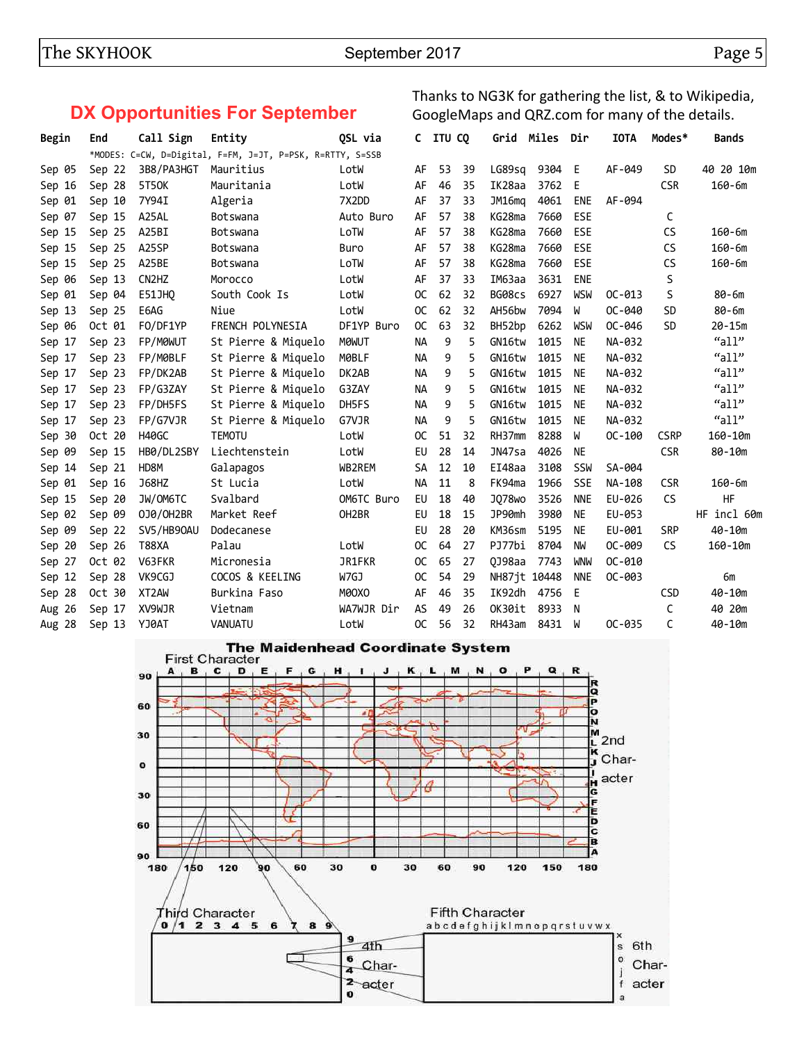## DX Opportunities For September

Thanks to NG3K for gathering the list, & to Wikipedia, GoogleMaps and QRZ.com for many of the details.

*MODES: C=CW, D=Digital, F=FM, J=JT, P=PSK, R=RTTY, S=SSB

| Begin | End | Call Sign | Entity | QSL via | C | ITU | CQ | Grid | Miles | Dir | IOTA | Modes* | Bands |
|---|---|---|---|---|---|---|---|---|---|---|---|---|---|
| Sep 05 | Sep 22 | 3B8/PA3HGT | Mauritius | LotW | AF | 53 | 39 | LG89sq | 9304 | E | AF-049 | SD | 40 20 10m |
| Sep 16 | Sep 28 | 5T5OK | Mauritania | LotW | AF | 46 | 35 | IK28aa | 3762 | E | | CSR | 160-6m |
| Sep 01 | Sep 10 | 7Y94I | Algeria | 7X2DD | AF | 37 | 33 | JM16mq | 4061 | ENE | AF-094 | | |
| Sep 07 | Sep 15 | A25AL | Botswana | Auto Buro | AF | 57 | 38 | KG28ma | 7660 | ESE | | C | |
| Sep 15 | Sep 25 | A25BI | Botswana | LoTW | AF | 57 | 38 | KG28ma | 7660 | ESE | | CS | 160-6m |
| Sep 15 | Sep 25 | A25SP | Botswana | Buro | AF | 57 | 38 | KG28ma | 7660 | ESE | | CS | 160-6m |
| Sep 15 | Sep 25 | A25BE | Botswana | LoTW | AF | 57 | 38 | KG28ma | 7660 | ESE | | CS | 160-6m |
| Sep 06 | Sep 13 | CN2HZ | Morocco | LotW | AF | 37 | 33 | IM63aa | 3631 | ENE | | S | |
| Sep 01 | Sep 04 | E51JHQ | South Cook Is | LotW | OC | 62 | 32 | BG08cs | 6927 | WSW | OC-013 | S | 80-6m |
| Sep 13 | Sep 25 | E6AG | Niue | LotW | OC | 62 | 32 | AH56bw | 7094 | W | OC-040 | SD | 80-6m |
| Sep 06 | Oct 01 | FO/DF1YP | FRENCH POLYNESIA | DF1YP Buro | OC | 63 | 32 | BH52bp | 6262 | WSW | OC-046 | SD | 20-15m |
| Sep 17 | Sep 23 | FP/M0WUT | St Pierre & Miquelo | M0WUT | NA | 9 | 5 | GN16tw | 1015 | NE | NA-032 | | “all” |
| Sep 17 | Sep 23 | FP/M0BLF | St Pierre & Miquelo | M0BLF | NA | 9 | 5 | GN16tw | 1015 | NE | NA-032 | | “all” |
| Sep 17 | Sep 23 | FP/DK2AB | St Pierre & Miquelo | DK2AB | NA | 9 | 5 | GN16tw | 1015 | NE | NA-032 | | “all” |
| Sep 17 | Sep 23 | FP/G3ZAY | St Pierre & Miquelo | G3ZAY | NA | 9 | 5 | GN16tw | 1015 | NE | NA-032 | | “all” |
| Sep 17 | Sep 23 | FP/DH5FS | St Pierre & Miquelo | DH5FS | NA | 9 | 5 | GN16tw | 1015 | NE | NA-032 | | “all” |
| Sep 17 | Sep 23 | FP/G7VJR | St Pierre & Miquelo | G7VJR | NA | 9 | 5 | GN16tw | 1015 | NE | NA-032 | | “all” |
| Sep 30 | Oct 20 | H40GC | TEMOTU | LotW | OC | 51 | 32 | RH37mm | 8288 | W | OC-100 | CSRP | 160-10m |
| Sep 09 | Sep 15 | HB0/DL2SBY | Liechtenstein | LotW | EU | 28 | 14 | JN47sa | 4026 | NE | | CSR | 80-10m |
| Sep 14 | Sep 21 | HD8M | Galapagos | WB2REM | SA | 12 | 10 | EI48aa | 3108 | SSW | SA-004 | | |
| Sep 01 | Sep 16 | J68HZ | St Lucia | LotW | NA | 11 | 8 | FK94ma | 1966 | SSE | NA-108 | CSR | 160-6m |
| Sep 15 | Sep 20 | JW/OM6TC | Svalbard | OM6TC Buro | EU | 18 | 40 | JQ78wo | 3526 | NNE | EU-026 | CS | HF |
| Sep 02 | Sep 09 | OJ0/OH2BR | Market Reef | OH2BR | EU | 18 | 15 | JP90mh | 3980 | NE | EU-053 | | HF incl 60m |
| Sep 09 | Sep 22 | SV5/HB9OAU | Dodecanese | | EU | 28 | 20 | KM36sm | 5195 | NE | EU-001 | SRP | 40-10m |
| Sep 20 | Sep 26 | T88XA | Palau | LotW | OC | 64 | 27 | PJ77bi | 8704 | NW | OC-009 | CS | 160-10m |
| Sep 27 | Oct 02 | V63FKR | Micronesia | JR1FKR | OC | 65 | 27 | QJ98aa | 7743 | WNW | OC-010 | | |
| Sep 12 | Sep 28 | VK9CGJ | COCOS & KEELING | W7GJ | OC | 54 | 29 | NH87jt | 10448 | NNE | OC-003 | | 6m |
| Sep 28 | Oct 30 | XT2AW | Burkina Faso | M0OXO | AF | 46 | 35 | IK92dh | 4756 | E | | CSD | 40-10m |
| Aug 26 | Sep 17 | XV9WJR | Vietnam | WA7WJR Dir | AS | 49 | 26 | OK30it | 8933 | N | | C | 40 20m |
| Aug 28 | Sep 13 | YJ0AT | VANUATU | LotW | OC | 56 | 32 | RH43am | 8431 | W | OC-035 | C | 40-10m |

The Maidenhead Coordinate System

First Character

A B C D E F G H I J K L M N O P Q R

90 60 30 0 30 60 90

180 150 120 90 60 30 0 30 60 90 120 150 180

R Q P O N M L K J I H G F E D C B A

2nd Char-acter

Third Character

0 1 2 3 4 5 6 7 8 9

9 6 4 2 0

4th Char-acter

Fifth Character

a b c d e f g h i j k l m n o p q r s t u v w x

x s o j f a

6th Char-acter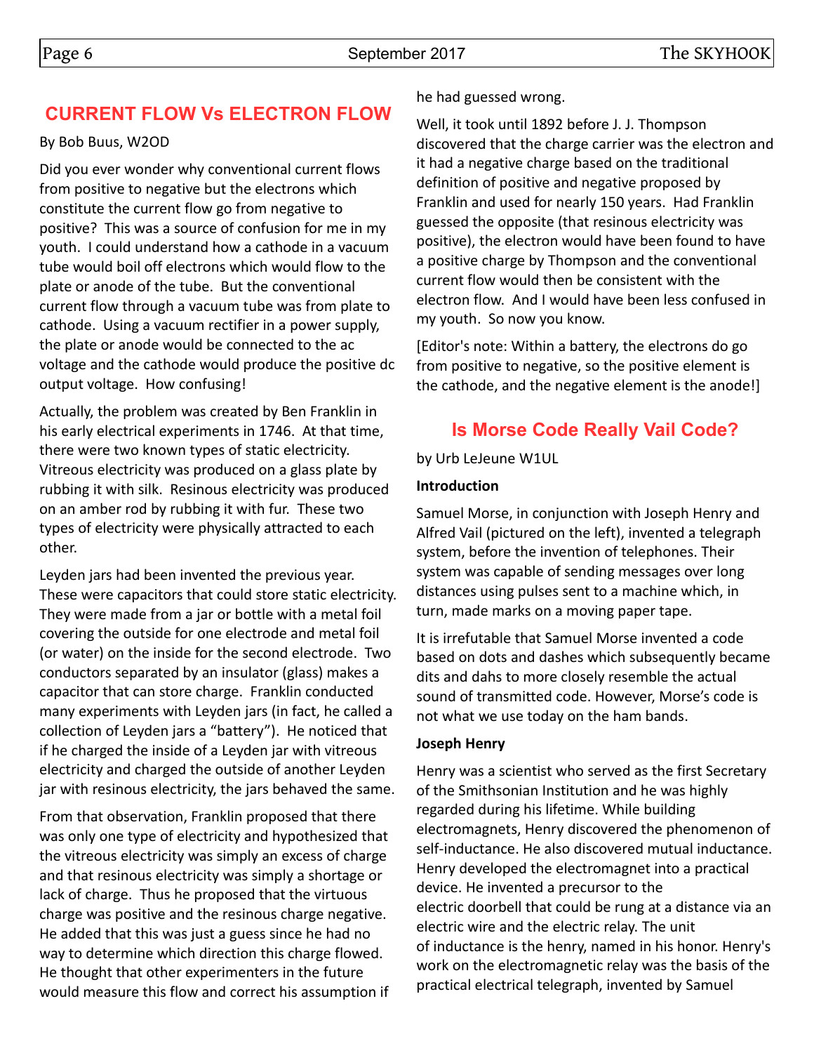## CURRENT FLOW Vs ELECTRON FLOW

By Bob Buus, W2OD

Did you ever wonder why conventional current flows from positive to negative but the electrons which constitute the current flow go from negative to positive? This was a source of confusion for me in my youth. I could understand how a cathode in a vacuum tube would boil off electrons which would flow to the plate or anode of the tube. But the conventional current flow through a vacuum tube was from plate to cathode. Using a vacuum rectifier in a power supply, the plate or anode would be connected to the ac voltage and the cathode would produce the positive dc output voltage. How confusing!

Actually, the problem was created by Ben Franklin in his early electrical experiments in 1746. At that time, there were two known types of static electricity. Vitreous electricity was produced on a glass plate by rubbing it with silk. Resinous electricity was produced on an amber rod by rubbing it with fur. These two types of electricity were physically attracted to each other.

Leyden jars had been invented the previous year. These were capacitors that could store static electricity. They were made from a jar or bottle with a metal foil covering the outside for one electrode and metal foil (or water) on the inside for the second electrode. Two conductors separated by an insulator (glass) makes a capacitor that can store charge. Franklin conducted many experiments with Leyden jars (in fact, he called a collection of Leyden jars a "battery"). He noticed that if he charged the inside of a Leyden jar with vitreous electricity and charged the outside of another Leyden jar with resinous electricity, the jars behaved the same.

From that observation, Franklin proposed that there was only one type of electricity and hypothesized that the vitreous electricity was simply an excess of charge and that resinous electricity was simply a shortage or lack of charge. Thus he proposed that the virtuous charge was positive and the resinous charge negative. He added that this was just a guess since he had no way to determine which direction this charge flowed. He thought that other experimenters in the future would measure this flow and correct his assumption if he had guessed wrong.

Well, it took until 1892 before J. J. Thompson discovered that the charge carrier was the electron and it had a negative charge based on the traditional definition of positive and negative proposed by Franklin and used for nearly 150 years. Had Franklin guessed the opposite (that resinous electricity was positive), the electron would have been found to have a positive charge by Thompson and the conventional current flow would then be consistent with the electron flow. And I would have been less confused in my youth. So now you know.

[Editor's note: Within a battery, the electrons do go from positive to negative, so the positive element is the cathode, and the negative element is the anode!]

## Is Morse Code Really Vail Code?

by Urb LeJeune W1UL

**Introduction**

Samuel Morse, in conjunction with Joseph Henry and Alfred Vail (pictured on the left), invented a telegraph system, before the invention of telephones. Their system was capable of sending messages over long distances using pulses sent to a machine which, in turn, made marks on a moving paper tape.

It is irrefutable that Samuel Morse invented a code based on dots and dashes which subsequently became dits and dahs to more closely resemble the actual sound of transmitted code. However, Morse's code is not what we use today on the ham bands.

**Joseph Henry**

Henry was a scientist who served as the first Secretary of the Smithsonian Institution and he was highly regarded during his lifetime. While building electromagnets, Henry discovered the phenomenon of self-inductance. He also discovered mutual inductance. Henry developed the electromagnet into a practical device. He invented a precursor to the electric doorbell that could be rung at a distance via an electric wire and the electric relay. The unit of inductance is the henry, named in his honor. Henry's work on the electromagnetic relay was the basis of the practical electrical telegraph, invented by Samuel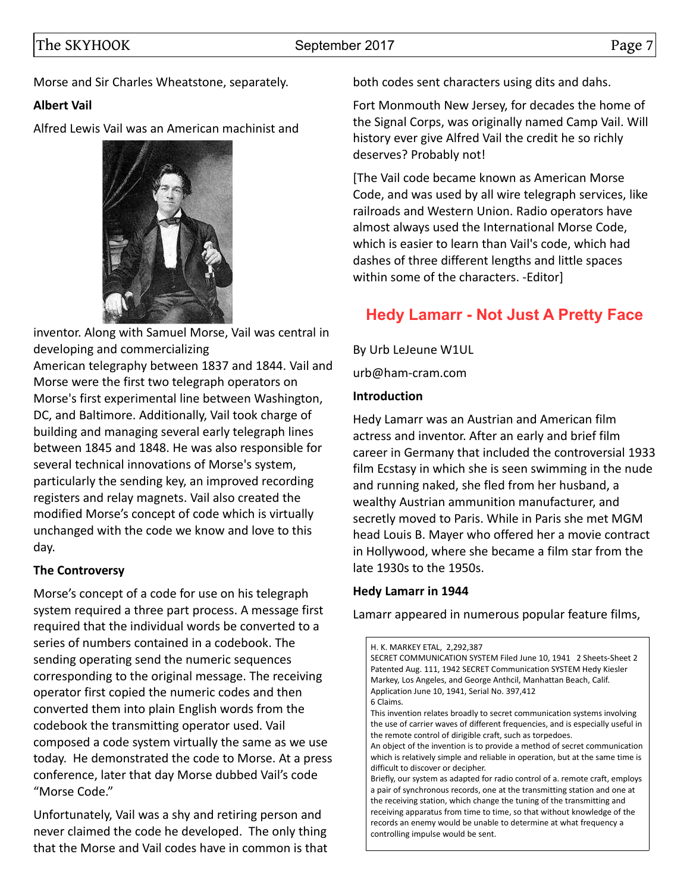Morse and Sir Charles Wheatstone, separately.

**Albert Vail**

Alfred Lewis Vail was an American machinist and inventor. Along with Samuel Morse, Vail was central in developing and commercializing American telegraphy between 1837 and 1844. Vail and Morse were the first two telegraph operators on Morse's first experimental line between Washington, DC, and Baltimore. Additionally, Vail took charge of building and managing several early telegraph lines between 1845 and 1848. He was also responsible for several technical innovations of Morse's system, particularly the sending key, an improved recording registers and relay magnets. Vail also created the modified Morse's concept of code which is virtually unchanged with the code we know and love to this day.

**The Controversy**

Morse's concept of a code for use on his telegraph system required a three part process. A message first required that the individual words be converted to a series of numbers contained in a codebook. The sending operating send the numeric sequences corresponding to the original message. The receiving operator first copied the numeric codes and then converted them into plain English words from the codebook the transmitting operator used. Vail composed a code system virtually the same as we use today. He demonstrated the code to Morse. At a press conference, later that day Morse dubbed Vail's code "Morse Code."

Unfortunately, Vail was a shy and retiring person and never claimed the code he developed. The only thing that the Morse and Vail codes have in common is that both codes sent characters using dits and dahs.

Fort Monmouth New Jersey, for decades the home of the Signal Corps, was originally named Camp Vail. Will history ever give Alfred Vail the credit he so richly deserves? Probably not!

[The Vail code became known as American Morse Code, and was used by all wire telegraph services, like railroads and Western Union. Radio operators have almost always used the International Morse Code, which is easier to learn than Vail's code, which had dashes of three different lengths and little spaces within some of the characters. -Editor]

## Hedy Lamarr - Not Just A Pretty Face

By Urb LeJeune W1UL

urb@ham-cram.com

**Introduction**

Hedy Lamarr was an Austrian and American film actress and inventor. After an early and brief film career in Germany that included the controversial 1933 film Ecstasy in which she is seen swimming in the nude and running naked, she fled from her husband, a wealthy Austrian ammunition manufacturer, and secretly moved to Paris. While in Paris she met MGM head Louis B. Mayer who offered her a movie contract in Hollywood, where she became a film star from the late 1930s to the 1950s.

**Hedy Lamarr in 1944**

Lamarr appeared in numerous popular feature films,

H. K. MARKEY ETAL, 2,292,387
SECRET COMMUNICATION SYSTEM Filed June 10, 1941 2 Sheets-Sheet 2
Patented Aug. 111, 1942 SECRET Communication SYSTEM Hedy Kiesler Markey, Los Angeles, and George Anthcil, Manhattan Beach, Calif.
Application June 10, 1941, Serial No. 397,412
6 Claims.

This invention relates broadly to secret communication systems involving the use of carrier waves of different frequencies, and is especially useful in the remote control of dirigible craft, such as torpedoes.

An object of the invention is to provide a method of secret communication which is relatively simple and reliable in operation, but at the same time is difficult to discover or decipher.

Briefly, our system as adapted for radio control of a. remote craft, employs a pair of synchronous records, one at the transmitting station and one at the receiving station, which change the tuning of the transmitting and receiving apparatus from time to time, so that without knowledge of the records an enemy would be unable to determine at what frequency a controlling impulse would be sent.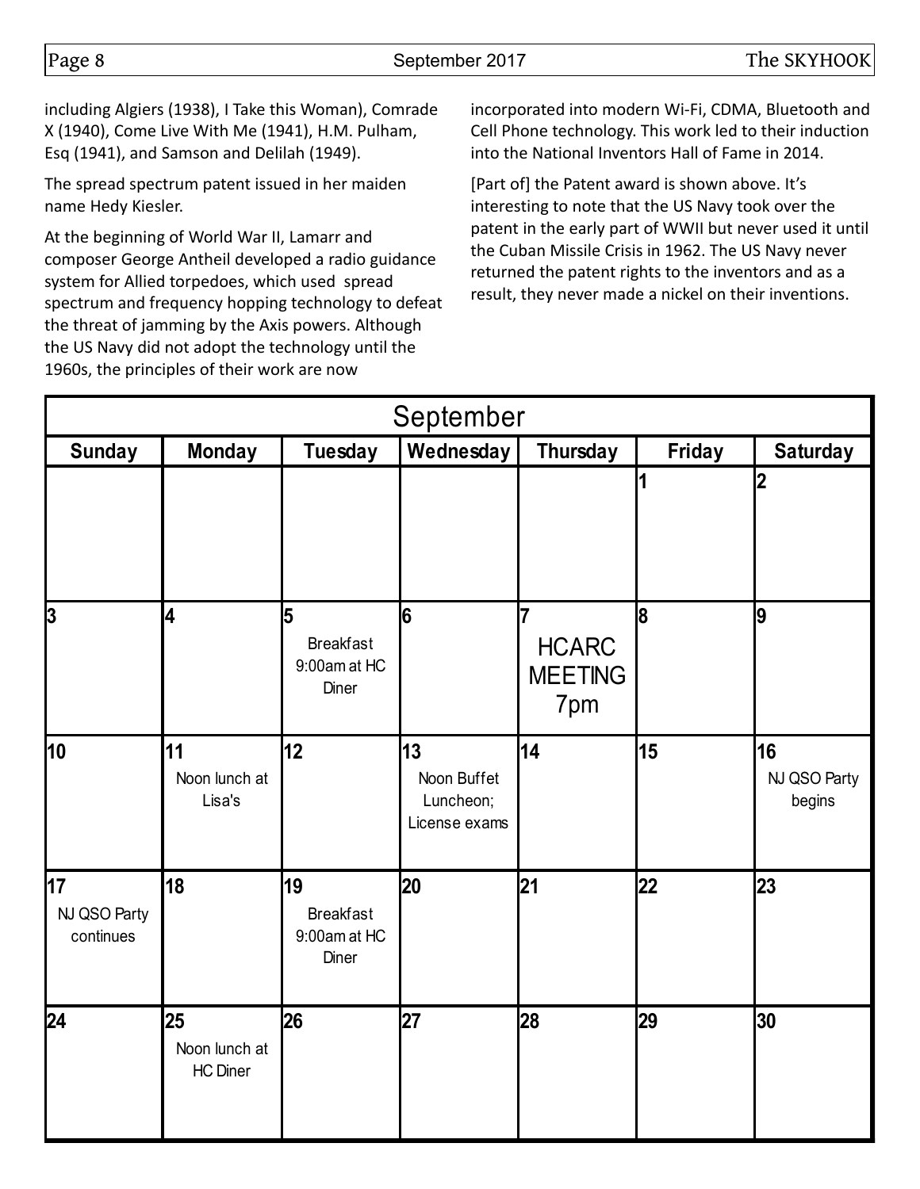including Algiers (1938), I Take this Woman), Comrade X (1940), Come Live With Me (1941), H.M. Pulham, Esq (1941), and Samson and Delilah (1949).

The spread spectrum patent issued in her maiden name Hedy Kiesler.

At the beginning of World War II, Lamarr and composer George Antheil developed a radio guidance system for Allied torpedoes, which used spread spectrum and frequency hopping technology to defeat the threat of jamming by the Axis powers. Although the US Navy did not adopt the technology until the 1960s, the principles of their work are now incorporated into modern Wi-Fi, CDMA, Bluetooth and Cell Phone technology. This work led to their induction into the National Inventors Hall of Fame in 2014.

[Part of] the Patent award is shown above. It's interesting to note that the US Navy took over the patent in the early part of WWII but never used it until the Cuban Missile Crisis in 1962. The US Navy never returned the patent rights to the inventors and as a result, they never made a nickel on their inventions.

## September

| Sunday | Monday | Tuesday | Wednesday | Thursday | Friday | Saturday |
|---|---|---|---|---|---|---|
| | | | | | 1 | 2 |
| 3 | 4 | 5 Breakfast 9:00am at HC Diner | 6 | 7 HCARC MEETING 7pm | 8 | 9 |
| 10 | 11 Noon lunch at Lisa's | 12 | 13 Noon Buffet Luncheon; License exams | 14 | 15 | 16 NJ QSO Party begins |
| 17 NJ QSO Party continues | 18 | 19 Breakfast 9:00am at HC Diner | 20 | 21 | 22 | 23 |
| 24 | 25 Noon lunch at HC Diner | 26 | 27 | 28 | 29 | 30 |